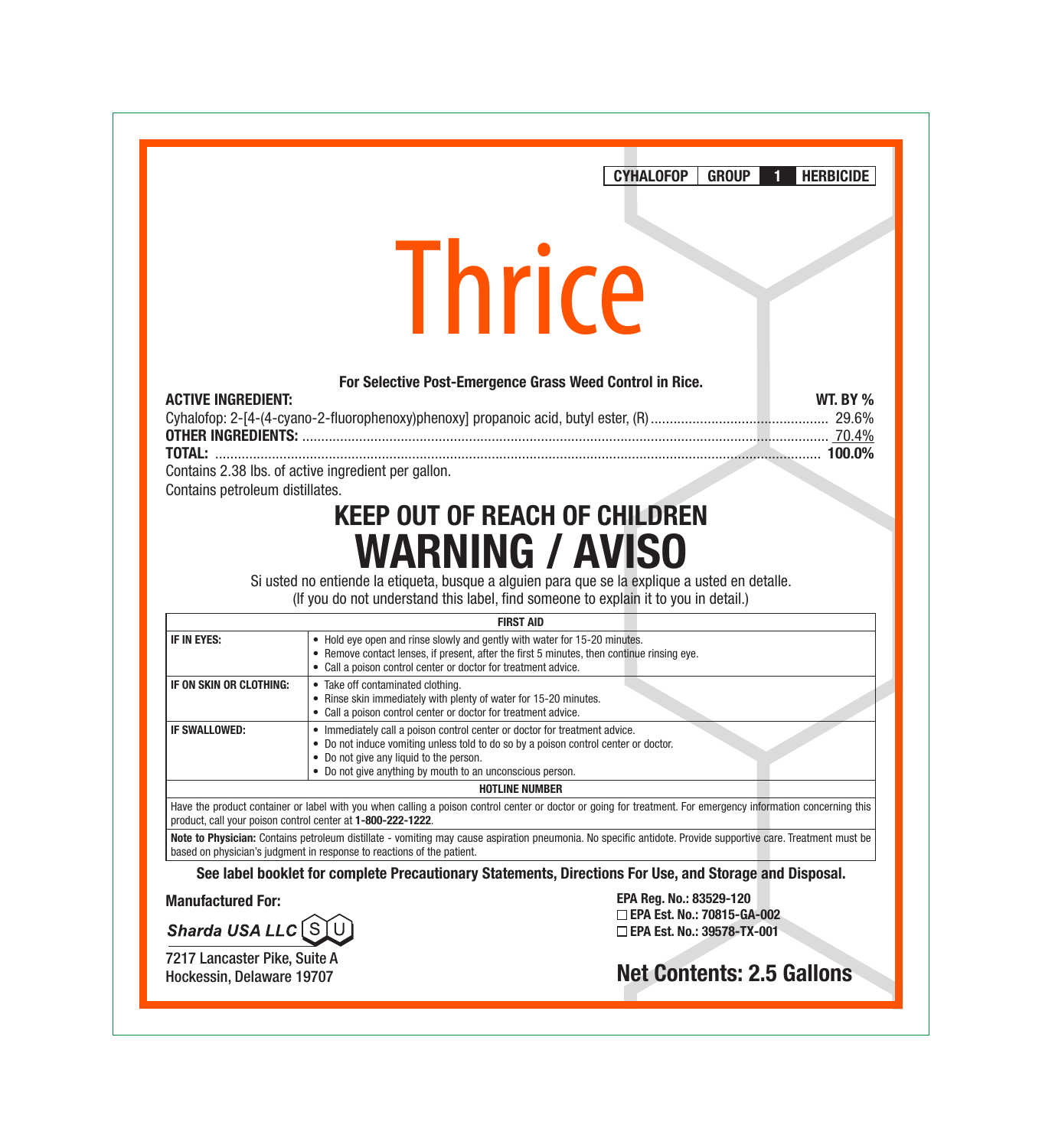| CYHALOFOP | GROUP | 1 | HERBICIDE |
|---|---|---|---|

# Thrice

**For Selective Post-Emergence Grass Weed Control in Rice.**

| **ACTIVE INGREDIENT:** | **WT. BY %** |
|---|---|
| Cyhalofop: 2-[4-(4-cyano-2-fluorophenoxy)phenoxy] propanoic acid, butyl ester, (R) | 29.6% |
| **OTHER INGREDIENTS:** | 70.4% |
| **TOTAL:** | **100.0%** |

Contains 2.38 lbs. of active ingredient per gallon.

Contains petroleum distillates.

## KEEP OUT OF REACH OF CHILDREN

# WARNING / AVISO

Si usted no entiende la etiqueta, busque a alguien para que se la explique a usted en detalle.
(If you do not understand this label, find someone to explain it to you in detail.)

| FIRST AID | |
|---|---|
| **IF IN EYES:** | • Hold eye open and rinse slowly and gently with water for 15-20 minutes.<br>• Remove contact lenses, if present, after the first 5 minutes, then continue rinsing eye.<br>• Call a poison control center or doctor for treatment advice. |
| **IF ON SKIN OR CLOTHING:** | • Take off contaminated clothing.<br>• Rinse skin immediately with plenty of water for 15-20 minutes.<br>• Call a poison control center or doctor for treatment advice. |
| **IF SWALLOWED:** | • Immediately call a poison control center or doctor for treatment advice.<br>• Do not induce vomiting unless told to do so by a poison control center or doctor.<br>• Do not give any liquid to the person.<br>• Do not give anything by mouth to an unconscious person. |
| **HOTLINE NUMBER** | |
| Have the product container or label with you when calling a poison control center or doctor or going for treatment. For emergency information concerning this product, call your poison control center at **1-800-222-1222**. | |
| **Note to Physician:** Contains petroleum distillate - vomiting may cause aspiration pneumonia. No specific antidote. Provide supportive care. Treatment must be based on physician's judgment in response to reactions of the patient. | |

**See label booklet for complete Precautionary Statements, Directions For Use, and Storage and Disposal.**

**Manufactured For:**

***Sharda USA LLC***

7217 Lancaster Pike, Suite A
Hockessin, Delaware 19707

**EPA Reg. No.: 83529-120**
☐ **EPA Est. No.: 70815-GA-002**
☐ **EPA Est. No.: 39578-TX-001**

## Net Contents: 2.5 Gallons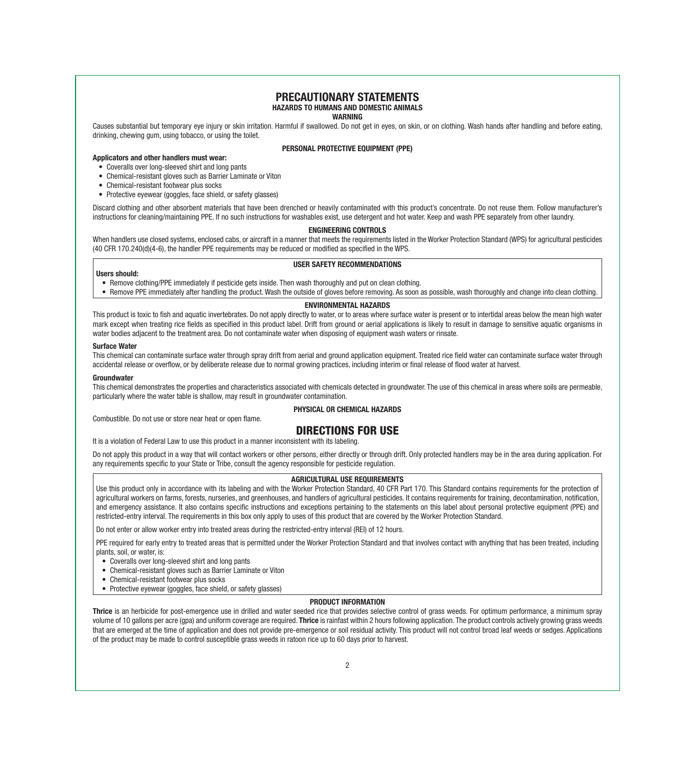# PRECAUTIONARY STATEMENTS

## HAZARDS TO HUMANS AND DOMESTIC ANIMALS

**WARNING**

Causes substantial but temporary eye injury or skin irritation. Harmful if swallowed. Do not get in eyes, on skin, or on clothing. Wash hands after handling and before eating, drinking, chewing gum, using tobacco, or using the toilet.

### PERSONAL PROTECTIVE EQUIPMENT (PPE)

**Applicators and other handlers must wear:**

- Coveralls over long-sleeved shirt and long pants
- Chemical-resistant gloves such as Barrier Laminate or Viton
- Chemical-resistant footwear plus socks
- Protective eyewear (goggles, face shield, or safety glasses)

Discard clothing and other absorbent materials that have been drenched or heavily contaminated with this product's concentrate. Do not reuse them. Follow manufacturer's instructions for cleaning/maintaining PPE. If no such instructions for washables exist, use detergent and hot water. Keep and wash PPE separately from other laundry.

### ENGINEERING CONTROLS

When handlers use closed systems, enclosed cabs, or aircraft in a manner that meets the requirements listed in the Worker Protection Standard (WPS) for agricultural pesticides (40 CFR 170.240(d)(4-6), the handler PPE requirements may be reduced or modified as specified in the WPS.

### USER SAFETY RECOMMENDATIONS

**Users should:**

- Remove clothing/PPE immediately if pesticide gets inside. Then wash thoroughly and put on clean clothing.
- Remove PPE immediately after handling the product. Wash the outside of gloves before removing. As soon as possible, wash thoroughly and change into clean clothing.

### ENVIRONMENTAL HAZARDS

This product is toxic to fish and aquatic invertebrates. Do not apply directly to water, or to areas where surface water is present or to intertidal areas below the mean high water mark except when treating rice fields as specified in this product label. Drift from ground or aerial applications is likely to result in damage to sensitive aquatic organisms in water bodies adjacent to the treatment area. Do not contaminate water when disposing of equipment wash waters or rinsate.

**Surface Water**

This chemical can contaminate surface water through spray drift from aerial and ground application equipment. Treated rice field water can contaminate surface water through accidental release or overflow, or by deliberate release due to normal growing practices, including interim or final release of flood water at harvest.

**Groundwater**

This chemical demonstrates the properties and characteristics associated with chemicals detected in groundwater. The use of this chemical in areas where soils are permeable, particularly where the water table is shallow, may result in groundwater contamination.

### PHYSICAL OR CHEMICAL HAZARDS

Combustible. Do not use or store near heat or open flame.

# DIRECTIONS FOR USE

It is a violation of Federal Law to use this product in a manner inconsistent with its labeling.

Do not apply this product in a way that will contact workers or other persons, either directly or through drift. Only protected handlers may be in the area during application. For any requirements specific to your State or Tribe, consult the agency responsible for pesticide regulation.

### AGRICULTURAL USE REQUIREMENTS

Use this product only in accordance with its labeling and with the Worker Protection Standard, 40 CFR Part 170. This Standard contains requirements for the protection of agricultural workers on farms, forests, nurseries, and greenhouses, and handlers of agricultural pesticides. It contains requirements for training, decontamination, notification, and emergency assistance. It also contains specific instructions and exceptions pertaining to the statements on this label about personal protective equipment (PPE) and restricted-entry interval. The requirements in this box only apply to uses of this product that are covered by the Worker Protection Standard.

Do not enter or allow worker entry into treated areas during the restricted-entry interval (REI) of 12 hours.

PPE required for early entry to treated areas that is permitted under the Worker Protection Standard and that involves contact with anything that has been treated, including plants, soil, or water, is:

- Coveralls over long-sleeved shirt and long pants
- Chemical-resistant gloves such as Barrier Laminate or Viton
- Chemical-resistant footwear plus socks
- Protective eyewear (goggles, face shield, or safety glasses)

### PRODUCT INFORMATION

**Thrice** is an herbicide for post-emergence use in drilled and water seeded rice that provides selective control of grass weeds. For optimum performance, a minimum spray volume of 10 gallons per acre (gpa) and uniform coverage are required. **Thrice** is rainfast within 2 hours following application. The product controls actively growing grass weeds that are emerged at the time of application and does not provide pre-emergence or soil residual activity. This product will not control broad leaf weeds or sedges. Applications of the product may be made to control susceptible grass weeds in ratoon rice up to 60 days prior to harvest.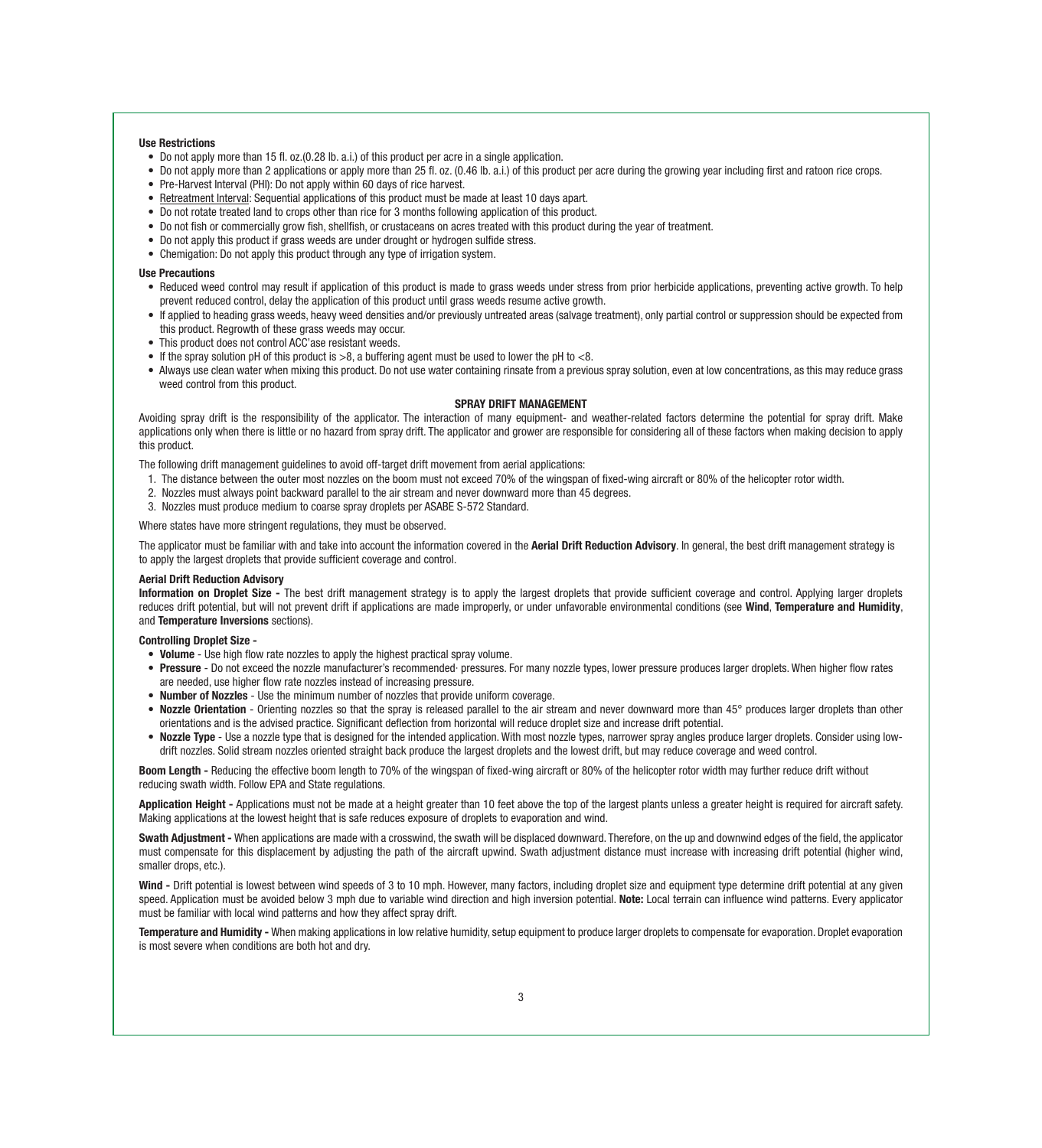#### Use Restrictions

- Do not apply more than 15 fl. oz.(0.28 lb. a.i.) of this product per acre in a single application.
- Do not apply more than 2 applications or apply more than 25 fl. oz. (0.46 lb. a.i.) of this product per acre during the growing year including first and ratoon rice crops.
- Pre-Harvest Interval (PHI): Do not apply within 60 days of rice harvest.
- Retreatment Interval: Sequential applications of this product must be made at least 10 days apart.
- Do not rotate treated land to crops other than rice for 3 months following application of this product.
- Do not fish or commercially grow fish, shellfish, or crustaceans on acres treated with this product during the year of treatment.
- Do not apply this product if grass weeds are under drought or hydrogen sulfide stress.
- Chemigation: Do not apply this product through any type of irrigation system.

#### Use Precautions

- Reduced weed control may result if application of this product is made to grass weeds under stress from prior herbicide applications, preventing active growth. To help prevent reduced control, delay the application of this product until grass weeds resume active growth.
- If applied to heading grass weeds, heavy weed densities and/or previously untreated areas (salvage treatment), only partial control or suppression should be expected from this product. Regrowth of these grass weeds may occur.
- This product does not control ACC'ase resistant weeds.
- If the spray solution pH of this product is >8, a buffering agent must be used to lower the pH to <8.
- Always use clean water when mixing this product. Do not use water containing rinsate from a previous spray solution, even at low concentrations, as this may reduce grass weed control from this product.

## SPRAY DRIFT MANAGEMENT

Avoiding spray drift is the responsibility of the applicator. The interaction of many equipment- and weather-related factors determine the potential for spray drift. Make applications only when there is little or no hazard from spray drift. The applicator and grower are responsible for considering all of these factors when making decision to apply this product.

The following drift management guidelines to avoid off-target drift movement from aerial applications:

1. The distance between the outer most nozzles on the boom must not exceed 70% of the wingspan of fixed-wing aircraft or 80% of the helicopter rotor width.
2. Nozzles must always point backward parallel to the air stream and never downward more than 45 degrees.
3. Nozzles must produce medium to coarse spray droplets per ASABE S-572 Standard.

Where states have more stringent regulations, they must be observed.

The applicator must be familiar with and take into account the information covered in the **Aerial Drift Reduction Advisory**. In general, the best drift management strategy is to apply the largest droplets that provide sufficient coverage and control.

#### Aerial Drift Reduction Advisory

**Information on Droplet Size -** The best drift management strategy is to apply the largest droplets that provide sufficient coverage and control. Applying larger droplets reduces drift potential, but will not prevent drift if applications are made improperly, or under unfavorable environmental conditions (see **Wind**, **Temperature and Humidity**, and **Temperature Inversions** sections).

#### Controlling Droplet Size -

- **Volume** - Use high flow rate nozzles to apply the highest practical spray volume.
- **Pressure** - Do not exceed the nozzle manufacturer's recommended· pressures. For many nozzle types, lower pressure produces larger droplets. When higher flow rates are needed, use higher flow rate nozzles instead of increasing pressure.
- **Number of Nozzles** - Use the minimum number of nozzles that provide uniform coverage.
- **Nozzle Orientation** - Orienting nozzles so that the spray is released parallel to the air stream and never downward more than 45° produces larger droplets than other orientations and is the advised practice. Significant deflection from horizontal will reduce droplet size and increase drift potential.
- **Nozzle Type** - Use a nozzle type that is designed for the intended application. With most nozzle types, narrower spray angles produce larger droplets. Consider using low-drift nozzles. Solid stream nozzles oriented straight back produce the largest droplets and the lowest drift, but may reduce coverage and weed control.

**Boom Length -** Reducing the effective boom length to 70% of the wingspan of fixed-wing aircraft or 80% of the helicopter rotor width may further reduce drift without reducing swath width. Follow EPA and State regulations.

**Application Height -** Applications must not be made at a height greater than 10 feet above the top of the largest plants unless a greater height is required for aircraft safety. Making applications at the lowest height that is safe reduces exposure of droplets to evaporation and wind.

**Swath Adjustment -** When applications are made with a crosswind, the swath will be displaced downward. Therefore, on the up and downwind edges of the field, the applicator must compensate for this displacement by adjusting the path of the aircraft upwind. Swath adjustment distance must increase with increasing drift potential (higher wind, smaller drops, etc.).

**Wind -** Drift potential is lowest between wind speeds of 3 to 10 mph. However, many factors, including droplet size and equipment type determine drift potential at any given speed. Application must be avoided below 3 mph due to variable wind direction and high inversion potential. **Note:** Local terrain can influence wind patterns. Every applicator must be familiar with local wind patterns and how they affect spray drift.

**Temperature and Humidity -** When making applications in low relative humidity, setup equipment to produce larger droplets to compensate for evaporation. Droplet evaporation is most severe when conditions are both hot and dry.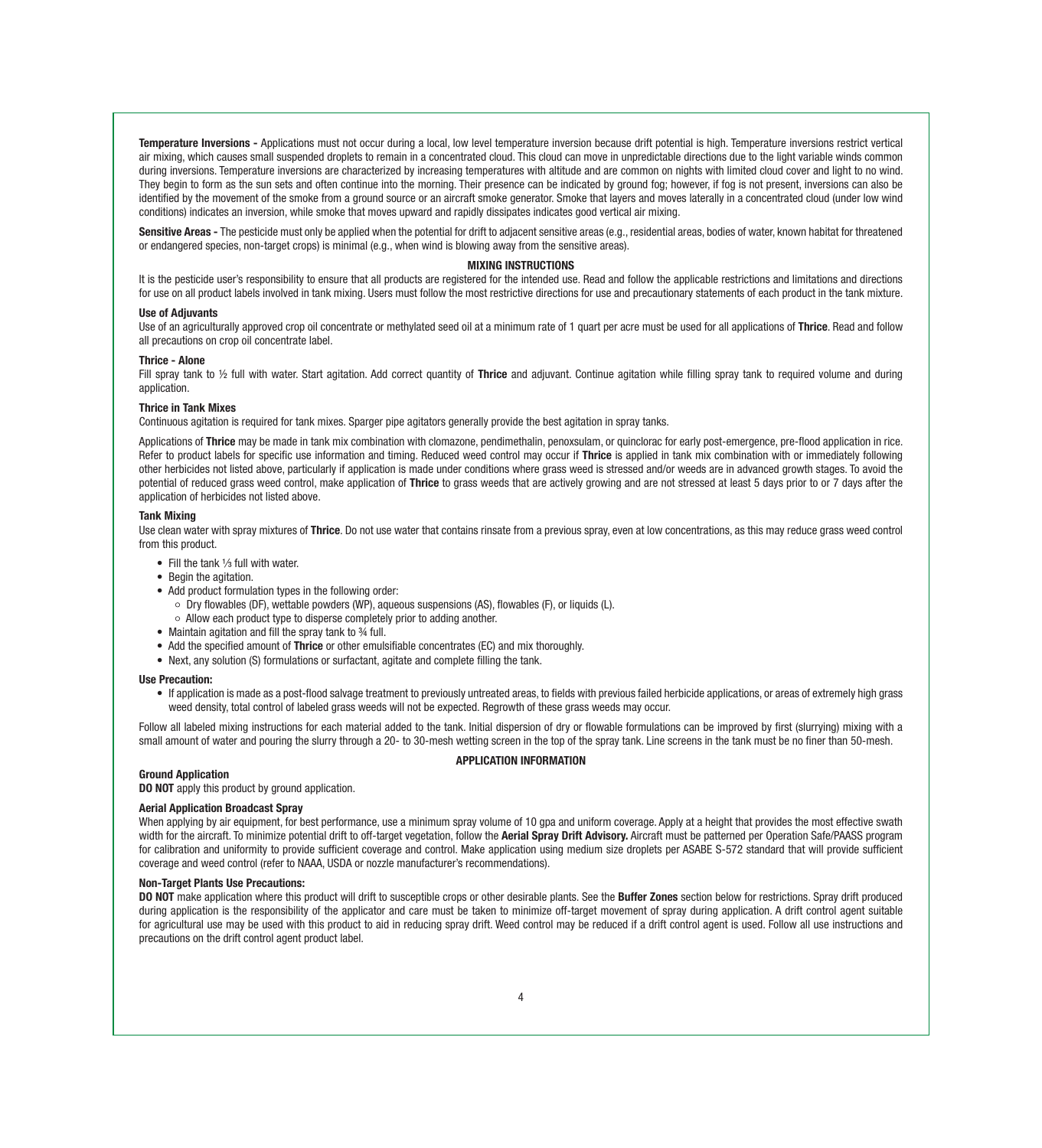**Temperature Inversions -** Applications must not occur during a local, low level temperature inversion because drift potential is high. Temperature inversions restrict vertical air mixing, which causes small suspended droplets to remain in a concentrated cloud. This cloud can move in unpredictable directions due to the light variable winds common during inversions. Temperature inversions are characterized by increasing temperatures with altitude and are common on nights with limited cloud cover and light to no wind. They begin to form as the sun sets and often continue into the morning. Their presence can be indicated by ground fog; however, if fog is not present, inversions can also be identified by the movement of the smoke from a ground source or an aircraft smoke generator. Smoke that layers and moves laterally in a concentrated cloud (under low wind conditions) indicates an inversion, while smoke that moves upward and rapidly dissipates indicates good vertical air mixing.

**Sensitive Areas -** The pesticide must only be applied when the potential for drift to adjacent sensitive areas (e.g., residential areas, bodies of water, known habitat for threatened or endangered species, non-target crops) is minimal (e.g., when wind is blowing away from the sensitive areas).

## MIXING INSTRUCTIONS

It is the pesticide user's responsibility to ensure that all products are registered for the intended use. Read and follow the applicable restrictions and limitations and directions for use on all product labels involved in tank mixing. Users must follow the most restrictive directions for use and precautionary statements of each product in the tank mixture.

### Use of Adjuvants

Use of an agriculturally approved crop oil concentrate or methylated seed oil at a minimum rate of 1 quart per acre must be used for all applications of **Thrice**. Read and follow all precautions on crop oil concentrate label.

### Thrice - Alone

Fill spray tank to ½ full with water. Start agitation. Add correct quantity of **Thrice** and adjuvant. Continue agitation while filling spray tank to required volume and during application.

### Thrice in Tank Mixes

Continuous agitation is required for tank mixes. Sparger pipe agitators generally provide the best agitation in spray tanks.

Applications of **Thrice** may be made in tank mix combination with clomazone, pendimethalin, penoxsulam, or quinclorac for early post-emergence, pre-flood application in rice. Refer to product labels for specific use information and timing. Reduced weed control may occur if **Thrice** is applied in tank mix combination with or immediately following other herbicides not listed above, particularly if application is made under conditions where grass weed is stressed and/or weeds are in advanced growth stages. To avoid the potential of reduced grass weed control, make application of **Thrice** to grass weeds that are actively growing and are not stressed at least 5 days prior to or 7 days after the application of herbicides not listed above.

### Tank Mixing

Use clean water with spray mixtures of **Thrice**. Do not use water that contains rinsate from a previous spray, even at low concentrations, as this may reduce grass weed control from this product.

- Fill the tank ⅓ full with water.
- Begin the agitation.
- Add product formulation types in the following order:
  - Dry flowables (DF), wettable powders (WP), aqueous suspensions (AS), flowables (F), or liquids (L).
  - Allow each product type to disperse completely prior to adding another.
- Maintain agitation and fill the spray tank to ¾ full.
- Add the specified amount of **Thrice** or other emulsifiable concentrates (EC) and mix thoroughly.
- Next, any solution (S) formulations or surfactant, agitate and complete filling the tank.

### Use Precaution:

- If application is made as a post-flood salvage treatment to previously untreated areas, to fields with previous failed herbicide applications, or areas of extremely high grass weed density, total control of labeled grass weeds will not be expected. Regrowth of these grass weeds may occur.

Follow all labeled mixing instructions for each material added to the tank. Initial dispersion of dry or flowable formulations can be improved by first (slurrying) mixing with a small amount of water and pouring the slurry through a 20- to 30-mesh wetting screen in the top of the spray tank. Line screens in the tank must be no finer than 50-mesh.

## APPLICATION INFORMATION

### Ground Application

**DO NOT** apply this product by ground application.

### Aerial Application Broadcast Spray

When applying by air equipment, for best performance, use a minimum spray volume of 10 gpa and uniform coverage. Apply at a height that provides the most effective swath width for the aircraft. To minimize potential drift to off-target vegetation, follow the **Aerial Spray Drift Advisory.** Aircraft must be patterned per Operation Safe/PAASS program for calibration and uniformity to provide sufficient coverage and control. Make application using medium size droplets per ASABE S-572 standard that will provide sufficient coverage and weed control (refer to NAAA, USDA or nozzle manufacturer's recommendations).

### Non-Target Plants Use Precautions:

**DO NOT** make application where this product will drift to susceptible crops or other desirable plants. See the **Buffer Zones** section below for restrictions. Spray drift produced during application is the responsibility of the applicator and care must be taken to minimize off-target movement of spray during application. A drift control agent suitable for agricultural use may be used with this product to aid in reducing spray drift. Weed control may be reduced if a drift control agent is used. Follow all use instructions and precautions on the drift control agent product label.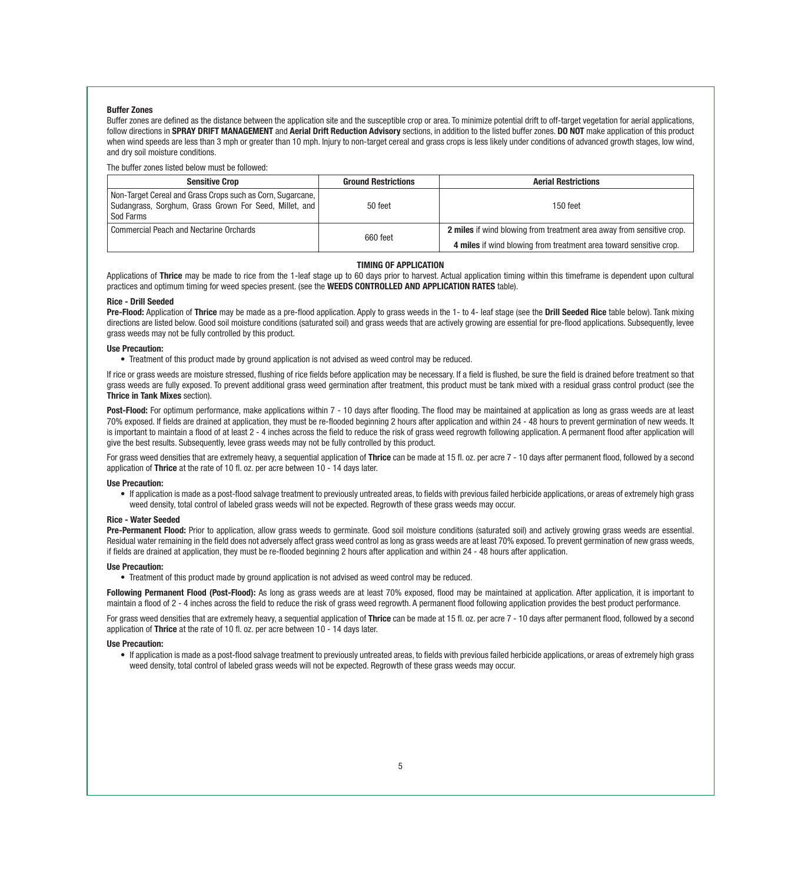**Buffer Zones**

Buffer zones are defined as the distance between the application site and the susceptible crop or area. To minimize potential drift to off-target vegetation for aerial applications, follow directions in **SPRAY DRIFT MANAGEMENT** and **Aerial Drift Reduction Advisory** sections, in addition to the listed buffer zones. **DO NOT** make application of this product when wind speeds are less than 3 mph or greater than 10 mph. Injury to non-target cereal and grass crops is less likely under conditions of advanced growth stages, low wind, and dry soil moisture conditions.

The buffer zones listed below must be followed:

| Sensitive Crop | Ground Restrictions | Aerial Restrictions |
|---|---|---|
| Non-Target Cereal and Grass Crops such as Corn, Sugarcane, Sudangrass, Sorghum, Grass Grown For Seed, Millet, and Sod Farms | 50 feet | 150 feet |
| Commercial Peach and Nectarine Orchards | 660 feet | **2 miles** if wind blowing from treatment area away from sensitive crop. **4 miles** if wind blowing from treatment area toward sensitive crop. |

**TIMING OF APPLICATION**

Applications of **Thrice** may be made to rice from the 1-leaf stage up to 60 days prior to harvest. Actual application timing within this timeframe is dependent upon cultural practices and optimum timing for weed species present. (see the **WEEDS CONTROLLED AND APPLICATION RATES** table).

**Rice - Drill Seeded**

**Pre-Flood:** Application of **Thrice** may be made as a pre-flood application. Apply to grass weeds in the 1- to 4- leaf stage (see the **Drill Seeded Rice** table below). Tank mixing directions are listed below. Good soil moisture conditions (saturated soil) and grass weeds that are actively growing are essential for pre-flood applications. Subsequently, levee grass weeds may not be fully controlled by this product.

**Use Precaution:**

- Treatment of this product made by ground application is not advised as weed control may be reduced.

If rice or grass weeds are moisture stressed, flushing of rice fields before application may be necessary. If a field is flushed, be sure the field is drained before treatment so that grass weeds are fully exposed. To prevent additional grass weed germination after treatment, this product must be tank mixed with a residual grass control product (see the **Thrice in Tank Mixes** section).

**Post-Flood:** For optimum performance, make applications within 7 - 10 days after flooding. The flood may be maintained at application as long as grass weeds are at least 70% exposed. If fields are drained at application, they must be re-flooded beginning 2 hours after application and within 24 - 48 hours to prevent germination of new weeds. It is important to maintain a flood of at least 2 - 4 inches across the field to reduce the risk of grass weed regrowth following application. A permanent flood after application will give the best results. Subsequently, levee grass weeds may not be fully controlled by this product.

For grass weed densities that are extremely heavy, a sequential application of **Thrice** can be made at 15 fl. oz. per acre 7 - 10 days after permanent flood, followed by a second application of **Thrice** at the rate of 10 fl. oz. per acre between 10 - 14 days later.

**Use Precaution:**

- If application is made as a post-flood salvage treatment to previously untreated areas, to fields with previous failed herbicide applications, or areas of extremely high grass weed density, total control of labeled grass weeds will not be expected. Regrowth of these grass weeds may occur.

**Rice - Water Seeded**

**Pre-Permanent Flood:** Prior to application, allow grass weeds to germinate. Good soil moisture conditions (saturated soil) and actively growing grass weeds are essential. Residual water remaining in the field does not adversely affect grass weed control as long as grass weeds are at least 70% exposed. To prevent germination of new grass weeds, if fields are drained at application, they must be re-flooded beginning 2 hours after application and within 24 - 48 hours after application.

**Use Precaution:**

- Treatment of this product made by ground application is not advised as weed control may be reduced.

**Following Permanent Flood (Post-Flood):** As long as grass weeds are at least 70% exposed, flood may be maintained at application. After application, it is important to maintain a flood of 2 - 4 inches across the field to reduce the risk of grass weed regrowth. A permanent flood following application provides the best product performance.

For grass weed densities that are extremely heavy, a sequential application of **Thrice** can be made at 15 fl. oz. per acre 7 - 10 days after permanent flood, followed by a second application of **Thrice** at the rate of 10 fl. oz. per acre between 10 - 14 days later.

**Use Precaution:**

- If application is made as a post-flood salvage treatment to previously untreated areas, to fields with previous failed herbicide applications, or areas of extremely high grass weed density, total control of labeled grass weeds will not be expected. Regrowth of these grass weeds may occur.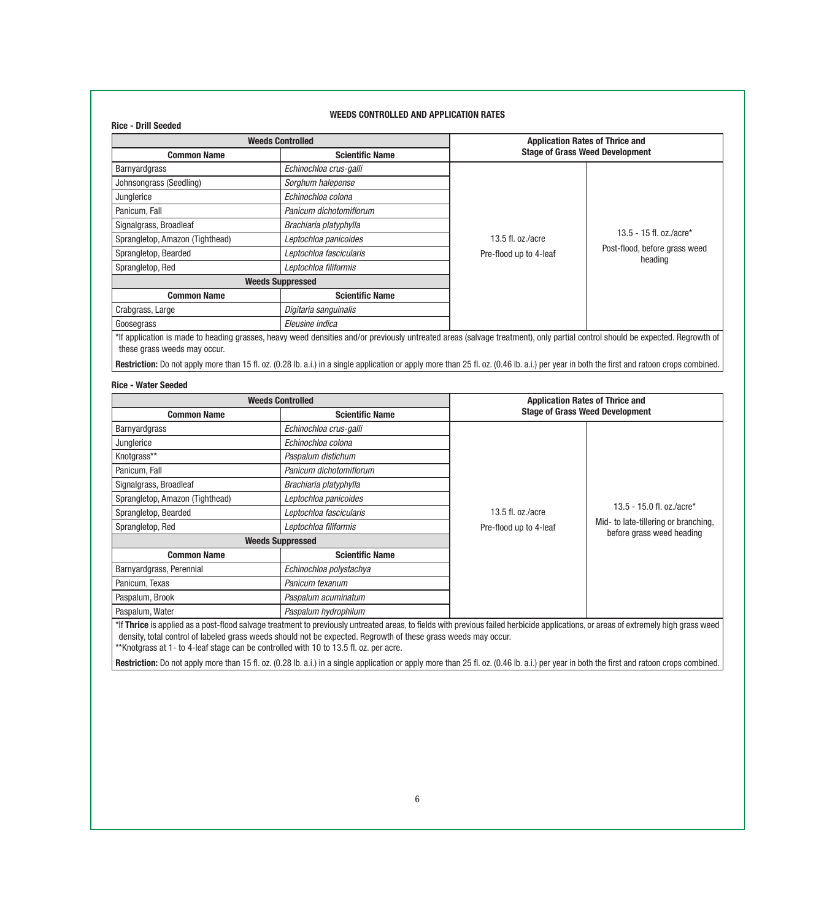## WEEDS CONTROLLED AND APPLICATION RATES

### Rice - Drill Seeded

| Weeds Controlled | | Application Rates of Thrice and Stage of Grass Weed Development | |
|---|---|---|---|
| **Common Name** | **Scientific Name** | | |
| Barnyardgrass | *Echinochloa crus-galli* | 13.5 fl. oz./acre<br>Pre-flood up to 4-leaf | 13.5 - 15 fl. oz./acre*<br>Post-flood, before grass weed heading |
| Johnsongrass (Seedling) | *Sorghum halepense* | | |
| Junglerice | *Echinochloa colona* | | |
| Panicum, Fall | *Panicum dichotomiflorum* | | |
| Signalgrass, Broadleaf | *Brachiaria platyphylla* | | |
| Sprangletop, Amazon (Tighthead) | *Leptochloa panicoides* | | |
| Sprangletop, Bearded | *Leptochloa fascicularis* | | |
| Sprangletop, Red | *Leptochloa filiformis* | | |
| **Weeds Suppressed** | | | |
| **Common Name** | **Scientific Name** | | |
| Crabgrass, Large | *Digitaria sanguinalis* | | |
| Goosegrass | *Eleusine indica* | | |

*If application is made to heading grasses, heavy weed densities and/or previously untreated areas (salvage treatment), only partial control should be expected. Regrowth of these grass weeds may occur.

**Restriction:** Do not apply more than 15 fl. oz. (0.28 lb. a.i.) in a single application or apply more than 25 fl. oz. (0.46 lb. a.i.) per year in both the first and ratoon crops combined.

### Rice - Water Seeded

| Weeds Controlled | | Application Rates of Thrice and Stage of Grass Weed Development | |
|---|---|---|---|
| **Common Name** | **Scientific Name** | | |
| Barnyardgrass | *Echinochloa crus-galli* | 13.5 fl. oz./acre<br>Pre-flood up to 4-leaf | 13.5 - 15.0 fl. oz./acre*<br>Mid- to late-tillering or branching, before grass weed heading |
| Junglerice | *Echinochloa colona* | | |
| Knotgrass** | *Paspalum distichum* | | |
| Panicum, Fall | *Panicum dichotomiflorum* | | |
| Signalgrass, Broadleaf | *Brachiaria platyphylla* | | |
| Sprangletop, Amazon (Tighthead) | *Leptochloa panicoides* | | |
| Sprangletop, Bearded | *Leptochloa fascicularis* | | |
| Sprangletop, Red | *Leptochloa filiformis* | | |
| **Weeds Suppressed** | | | |
| **Common Name** | **Scientific Name** | | |
| Barnyardgrass, Perennial | *Echinochloa polystachya* | | |
| Panicum, Texas | *Panicum texanum* | | |
| Paspalum, Brook | *Paspalum acuminatum* | | |
| Paspalum, Water | *Paspalum hydrophilum* | | |

*If **Thrice** is applied as a post-flood salvage treatment to previously untreated areas, to fields with previous failed herbicide applications, or areas of extremely high grass weed density, total control of labeled grass weeds should not be expected. Regrowth of these grass weeds may occur.
**Knotgrass at 1- to 4-leaf stage can be controlled with 10 to 13.5 fl. oz. per acre.

**Restriction:** Do not apply more than 15 fl. oz. (0.28 lb. a.i.) in a single application or apply more than 25 fl. oz. (0.46 lb. a.i.) per year in both the first and ratoon crops combined.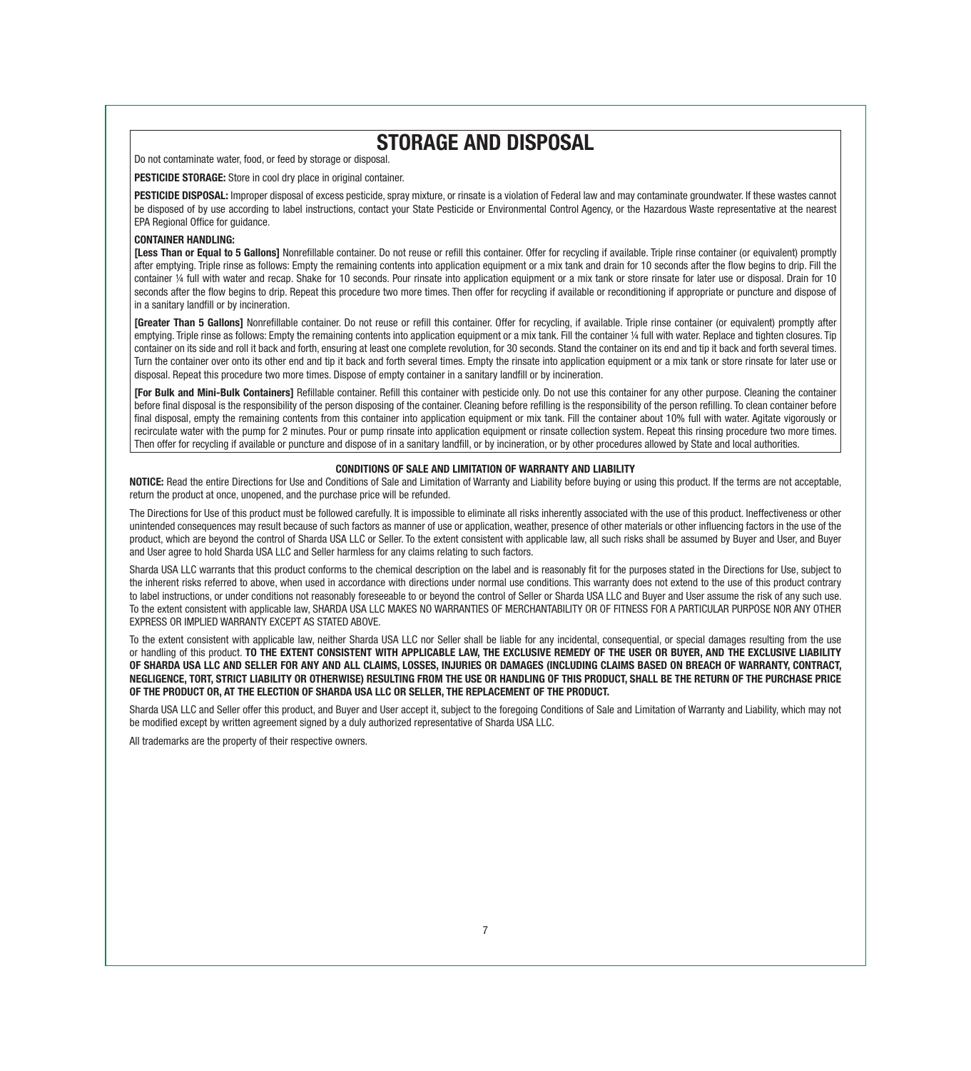# STORAGE AND DISPOSAL

Do not contaminate water, food, or feed by storage or disposal.

**PESTICIDE STORAGE:** Store in cool dry place in original container.

**PESTICIDE DISPOSAL:** Improper disposal of excess pesticide, spray mixture, or rinsate is a violation of Federal law and may contaminate groundwater. If these wastes cannot be disposed of by use according to label instructions, contact your State Pesticide or Environmental Control Agency, or the Hazardous Waste representative at the nearest EPA Regional Office for guidance.

**CONTAINER HANDLING:**

**[Less Than or Equal to 5 Gallons]** Nonrefillable container. Do not reuse or refill this container. Offer for recycling if available. Triple rinse container (or equivalent) promptly after emptying. Triple rinse as follows: Empty the remaining contents into application equipment or a mix tank and drain for 10 seconds after the flow begins to drip. Fill the container ¼ full with water and recap. Shake for 10 seconds. Pour rinsate into application equipment or a mix tank or store rinsate for later use or disposal. Drain for 10 seconds after the flow begins to drip. Repeat this procedure two more times. Then offer for recycling if available or reconditioning if appropriate or puncture and dispose of in a sanitary landfill or by incineration.

**[Greater Than 5 Gallons]** Nonrefillable container. Do not reuse or refill this container. Offer for recycling, if available. Triple rinse container (or equivalent) promptly after emptying. Triple rinse as follows: Empty the remaining contents into application equipment or a mix tank. Fill the container ¼ full with water. Replace and tighten closures. Tip container on its side and roll it back and forth, ensuring at least one complete revolution, for 30 seconds. Stand the container on its end and tip it back and forth several times. Turn the container over onto its other end and tip it back and forth several times. Empty the rinsate into application equipment or a mix tank or store rinsate for later use or disposal. Repeat this procedure two more times. Dispose of empty container in a sanitary landfill or by incineration.

**[For Bulk and Mini-Bulk Containers]** Refillable container. Refill this container with pesticide only. Do not use this container for any other purpose. Cleaning the container before final disposal is the responsibility of the person disposing of the container. Cleaning before refilling is the responsibility of the person refilling. To clean container before final disposal, empty the remaining contents from this container into application equipment or mix tank. Fill the container about 10% full with water. Agitate vigorously or recirculate water with the pump for 2 minutes. Pour or pump rinsate into application equipment or rinsate collection system. Repeat this rinsing procedure two more times. Then offer for recycling if available or puncture and dispose of in a sanitary landfill, or by incineration, or by other procedures allowed by State and local authorities.

**CONDITIONS OF SALE AND LIMITATION OF WARRANTY AND LIABILITY**

**NOTICE:** Read the entire Directions for Use and Conditions of Sale and Limitation of Warranty and Liability before buying or using this product. If the terms are not acceptable, return the product at once, unopened, and the purchase price will be refunded.

The Directions for Use of this product must be followed carefully. It is impossible to eliminate all risks inherently associated with the use of this product. Ineffectiveness or other unintended consequences may result because of such factors as manner of use or application, weather, presence of other materials or other influencing factors in the use of the product, which are beyond the control of Sharda USA LLC or Seller. To the extent consistent with applicable law, all such risks shall be assumed by Buyer and User, and Buyer and User agree to hold Sharda USA LLC and Seller harmless for any claims relating to such factors.

Sharda USA LLC warrants that this product conforms to the chemical description on the label and is reasonably fit for the purposes stated in the Directions for Use, subject to the inherent risks referred to above, when used in accordance with directions under normal use conditions. This warranty does not extend to the use of this product contrary to label instructions, or under conditions not reasonably foreseeable to or beyond the control of Seller or Sharda USA LLC and Buyer and User assume the risk of any such use. To the extent consistent with applicable law, SHARDA USA LLC MAKES NO WARRANTIES OF MERCHANTABILITY OR OF FITNESS FOR A PARTICULAR PURPOSE NOR ANY OTHER EXPRESS OR IMPLIED WARRANTY EXCEPT AS STATED ABOVE.

To the extent consistent with applicable law, neither Sharda USA LLC nor Seller shall be liable for any incidental, consequential, or special damages resulting from the use or handling of this product. **TO THE EXTENT CONSISTENT WITH APPLICABLE LAW, THE EXCLUSIVE REMEDY OF THE USER OR BUYER, AND THE EXCLUSIVE LIABILITY OF SHARDA USA LLC AND SELLER FOR ANY AND ALL CLAIMS, LOSSES, INJURIES OR DAMAGES (INCLUDING CLAIMS BASED ON BREACH OF WARRANTY, CONTRACT, NEGLIGENCE, TORT, STRICT LIABILITY OR OTHERWISE) RESULTING FROM THE USE OR HANDLING OF THIS PRODUCT, SHALL BE THE RETURN OF THE PURCHASE PRICE OF THE PRODUCT OR, AT THE ELECTION OF SHARDA USA LLC OR SELLER, THE REPLACEMENT OF THE PRODUCT.**

Sharda USA LLC and Seller offer this product, and Buyer and User accept it, subject to the foregoing Conditions of Sale and Limitation of Warranty and Liability, which may not be modified except by written agreement signed by a duly authorized representative of Sharda USA LLC.

All trademarks are the property of their respective owners.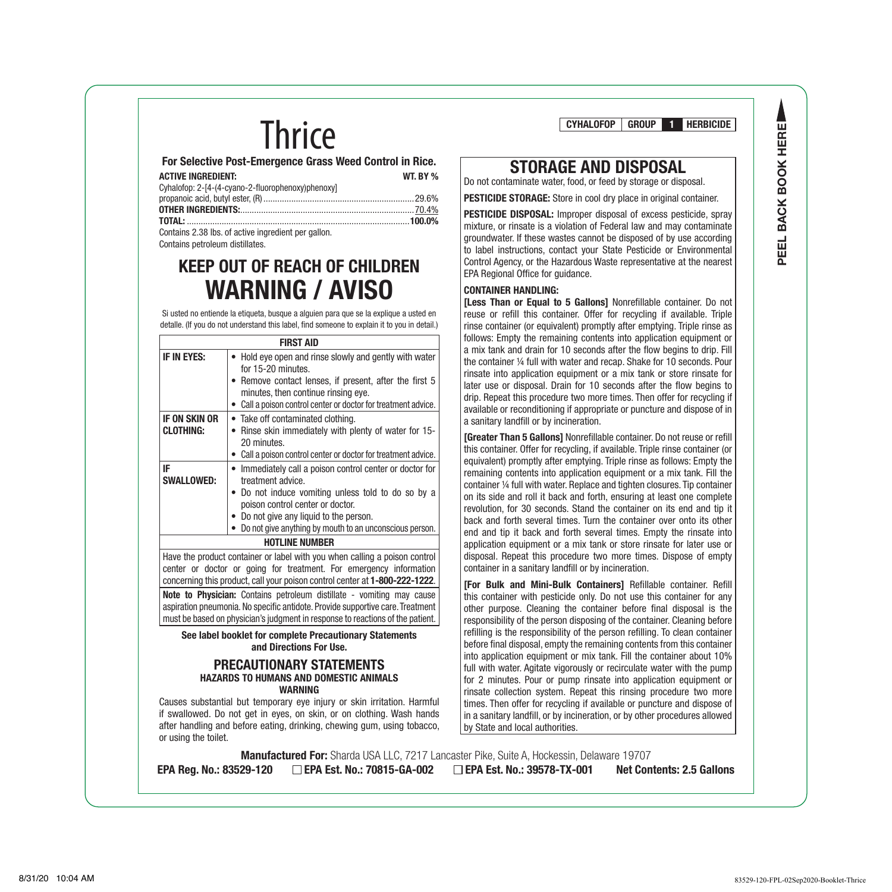# Thrice

**For Selective Post-Emergence Grass Weed Control in Rice.**

| ACTIVE INGREDIENT: | WT. BY % |
|---|---|
| Cyhalofop: 2-[4-(4-cyano-2-fluorophenoxy)phenoxy] propanoic acid, butyl ester, (R) | 29.6% |
| **OTHER INGREDIENTS:** | 70.4% |
| **TOTAL:** | **100.0%** |

Contains 2.38 lbs. of active ingredient per gallon.
Contains petroleum distillates.

## KEEP OUT OF REACH OF CHILDREN
## WARNING / AVISO

Si usted no entiende la etiqueta, busque a alguien para que se la explique a usted en detalle. (If you do not understand this label, find someone to explain it to you in detail.)

| FIRST AID | |
|---|---|
| **IF IN EYES:** | • Hold eye open and rinse slowly and gently with water for 15-20 minutes.<br>• Remove contact lenses, if present, after the first 5 minutes, then continue rinsing eye.<br>• Call a poison control center or doctor for treatment advice. |
| **IF ON SKIN OR CLOTHING:** | • Take off contaminated clothing.<br>• Rinse skin immediately with plenty of water for 15-20 minutes.<br>• Call a poison control center or doctor for treatment advice. |
| **IF SWALLOWED:** | • Immediately call a poison control center or doctor for treatment advice.<br>• Do not induce vomiting unless told to do so by a poison control center or doctor.<br>• Do not give any liquid to the person.<br>• Do not give anything by mouth to an unconscious person. |

**HOTLINE NUMBER**

Have the product container or label with you when calling a poison control center or doctor or going for treatment. For emergency information concerning this product, call your poison control center at **1-800-222-1222**.

**Note to Physician:** Contains petroleum distillate - vomiting may cause aspiration pneumonia. No specific antidote. Provide supportive care. Treatment must be based on physician's judgment in response to reactions of the patient.

**See label booklet for complete Precautionary Statements and Directions For Use.**

## PRECAUTIONARY STATEMENTS
### HAZARDS TO HUMANS AND DOMESTIC ANIMALS
**WARNING**

Causes substantial but temporary eye injury or skin irritation. Harmful if swallowed. Do not get in eyes, on skin, or on clothing. Wash hands after handling and before eating, drinking, chewing gum, using tobacco, or using the toilet.

**CYHALOFOP | GROUP | 1 | HERBICIDE**

## STORAGE AND DISPOSAL

Do not contaminate water, food, or feed by storage or disposal.

**PESTICIDE STORAGE:** Store in cool dry place in original container.

**PESTICIDE DISPOSAL:** Improper disposal of excess pesticide, spray mixture, or rinsate is a violation of Federal law and may contaminate groundwater. If these wastes cannot be disposed of by use according to label instructions, contact your State Pesticide or Environmental Control Agency, or the Hazardous Waste representative at the nearest EPA Regional Office for guidance.

**CONTAINER HANDLING:**

**[Less Than or Equal to 5 Gallons]** Nonrefillable container. Do not reuse or refill this container. Offer for recycling if available. Triple rinse container (or equivalent) promptly after emptying. Triple rinse as follows: Empty the remaining contents into application equipment or a mix tank and drain for 10 seconds after the flow begins to drip. Fill the container ¼ full with water and recap. Shake for 10 seconds. Pour rinsate into application equipment or a mix tank or store rinsate for later use or disposal. Drain for 10 seconds after the flow begins to drip. Repeat this procedure two more times. Then offer for recycling if available or reconditioning if appropriate or puncture and dispose of in a sanitary landfill or by incineration.

**[Greater Than 5 Gallons]** Nonrefillable container. Do not reuse or refill this container. Offer for recycling, if available. Triple rinse container (or equivalent) promptly after emptying. Triple rinse as follows: Empty the remaining contents into application equipment or a mix tank. Fill the container ¼ full with water. Replace and tighten closures. Tip container on its side and roll it back and forth, ensuring at least one complete revolution, for 30 seconds. Stand the container on its end and tip it back and forth several times. Turn the container over onto its other end and tip it back and forth several times. Empty the rinsate into application equipment or a mix tank or store rinsate for later use or disposal. Repeat this procedure two more times. Dispose of empty container in a sanitary landfill or by incineration.

**[For Bulk and Mini-Bulk Containers]** Refillable container. Refill this container with pesticide only. Do not use this container for any other purpose. Cleaning the container before final disposal is the responsibility of the person disposing of the container. Cleaning before refilling is the responsibility of the person refilling. To clean container before final disposal, empty the remaining contents from this container into application equipment or mix tank. Fill the container about 10% full with water. Agitate vigorously or recirculate water with the pump for 2 minutes. Pour or pump rinsate into application equipment or rinsate collection system. Repeat this rinsing procedure two more times. Then offer for recycling if available or puncture and dispose of in a sanitary landfill, or by incineration, or by other procedures allowed by State and local authorities.

**Manufactured For:** Sharda USA LLC, 7217 Lancaster Pike, Suite A, Hockessin, Delaware 19707

**EPA Reg. No.: 83529-120** ☐ **EPA Est. No.: 70815-GA-002** ☐ **EPA Est. No.: 39578-TX-001** **Net Contents: 2.5 Gallons**

**PEEL BACK BOOK HERE**